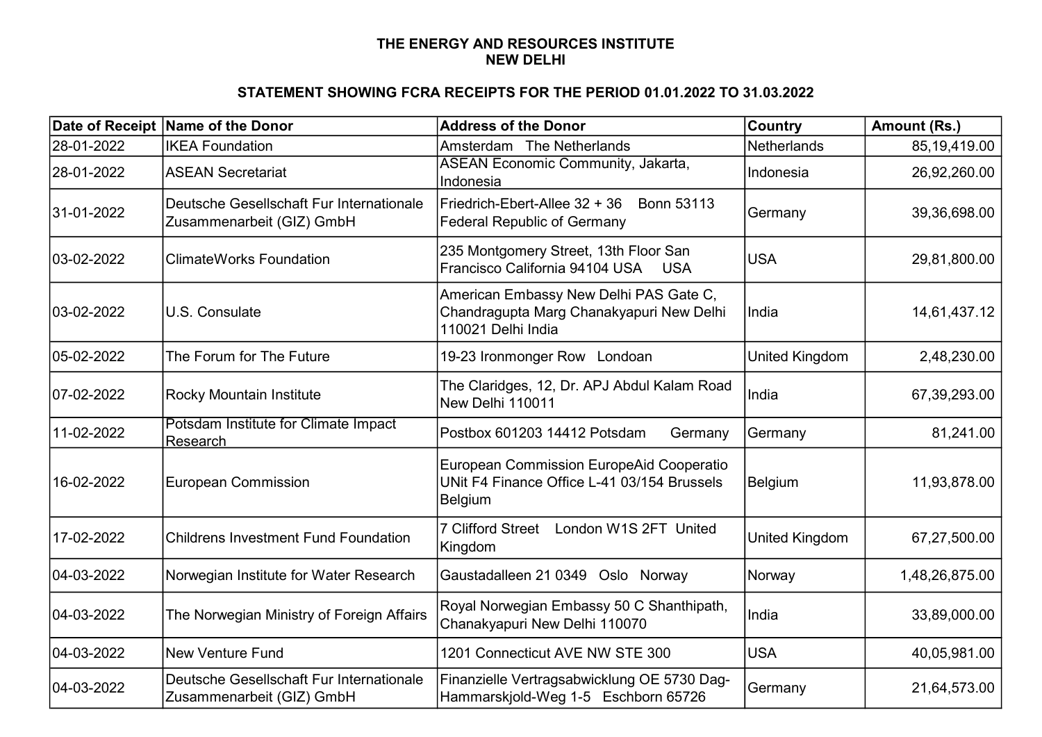# THE ENERGY AND RESOURCES INSTITUTE
# NEW DELHI

## STATEMENT SHOWING FCRA RECEIPTS FOR THE PERIOD 01.01.2022 TO 31.03.2022

| Date of Receipt | Name of the Donor | Address of the Donor | Country | Amount (Rs.) |
|---|---|---|---|---|
| 28-01-2022 | IKEA Foundation | Amsterdam The Netherlands | Netherlands | 85,19,419.00 |
| 28-01-2022 | ASEAN Secretariat | ASEAN Economic Community, Jakarta, Indonesia | Indonesia | 26,92,260.00 |
| 31-01-2022 | Deutsche Gesellschaft Fur Internationale Zusammenarbeit (GIZ) GmbH | Friedrich-Ebert-Allee 32 + 36 Bonn 53113 Federal Republic of Germany | Germany | 39,36,698.00 |
| 03-02-2022 | ClimateWorks Foundation | 235 Montgomery Street, 13th Floor San Francisco California 94104 USA USA | USA | 29,81,800.00 |
| 03-02-2022 | U.S. Consulate | American Embassy New Delhi PAS Gate C, Chandragupta Marg Chanakyapuri New Delhi 110021 Delhi India | India | 14,61,437.12 |
| 05-02-2022 | The Forum for The Future | 19-23 Ironmonger Row Londoan | United Kingdom | 2,48,230.00 |
| 07-02-2022 | Rocky Mountain Institute | The Claridges, 12, Dr. APJ Abdul Kalam Road New Delhi 110011 | India | 67,39,293.00 |
| 11-02-2022 | Potsdam Institute for Climate Impact Research | Postbox 601203 14412 Potsdam Germany | Germany | 81,241.00 |
| 16-02-2022 | European Commission | European Commission EuropeAid Cooperatio UNit F4 Finance Office L-41 03/154 Brussels Belgium | Belgium | 11,93,878.00 |
| 17-02-2022 | Childrens Investment Fund Foundation | 7 Clifford Street London W1S 2FT United Kingdom | United Kingdom | 67,27,500.00 |
| 04-03-2022 | Norwegian Institute for Water Research | Gaustadalleen 21 0349 Oslo Norway | Norway | 1,48,26,875.00 |
| 04-03-2022 | The Norwegian Ministry of Foreign Affairs | Royal Norwegian Embassy 50 C Shanthipath, Chanakyapuri New Delhi 110070 | India | 33,89,000.00 |
| 04-03-2022 | New Venture Fund | 1201 Connecticut AVE NW STE 300 | USA | 40,05,981.00 |
| 04-03-2022 | Deutsche Gesellschaft Fur Internationale Zusammenarbeit (GIZ) GmbH | Finanzielle Vertragsabwicklung OE 5730 Dag-Hammarskjold-Weg 1-5 Eschborn 65726 | Germany | 21,64,573.00 |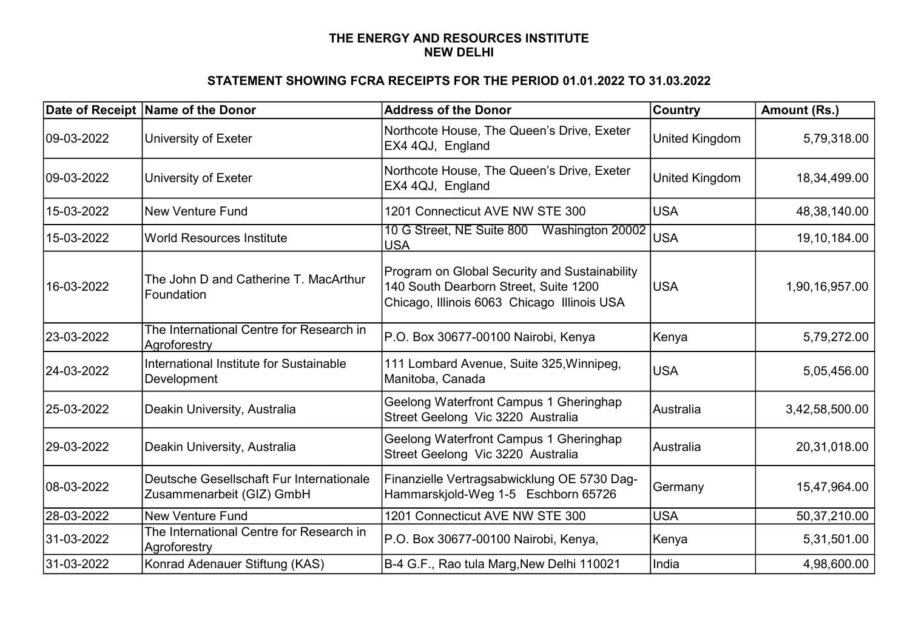**THE ENERGY AND RESOURCES INSTITUTE**
**NEW DELHI**

**STATEMENT SHOWING FCRA RECEIPTS FOR THE PERIOD 01.01.2022 TO 31.03.2022**

| Date of Receipt | Name of the Donor | Address of the Donor | Country | Amount (Rs.) |
|---|---|---|---|---|
| 09-03-2022 | University of Exeter | Northcote House, The Queen's Drive, Exeter EX4 4QJ, England | United Kingdom | 5,79,318.00 |
| 09-03-2022 | University of Exeter | Northcote House, The Queen's Drive, Exeter EX4 4QJ, England | United Kingdom | 18,34,499.00 |
| 15-03-2022 | New Venture Fund | 1201 Connecticut AVE NW STE 300 | USA | 48,38,140.00 |
| 15-03-2022 | World Resources Institute | 10 G Street, NE Suite 800 Washington 20002 USA | USA | 19,10,184.00 |
| 16-03-2022 | The John D and Catherine T. MacArthur Foundation | Program on Global Security and Sustainability 140 South Dearborn Street, Suite 1200 Chicago, Illinois 6063 Chicago Illinois USA | USA | 1,90,16,957.00 |
| 23-03-2022 | The International Centre for Research in Agroforestry | P.O. Box 30677-00100 Nairobi, Kenya | Kenya | 5,79,272.00 |
| 24-03-2022 | International Institute for Sustainable Development | 111 Lombard Avenue, Suite 325,Winnipeg, Manitoba, Canada | USA | 5,05,456.00 |
| 25-03-2022 | Deakin University, Australia | Geelong Waterfront Campus 1 Gheringhap Street Geelong Vic 3220 Australia | Australia | 3,42,58,500.00 |
| 29-03-2022 | Deakin University, Australia | Geelong Waterfront Campus 1 Gheringhap Street Geelong Vic 3220 Australia | Australia | 20,31,018.00 |
| 08-03-2022 | Deutsche Gesellschaft Fur Internationale Zusammenarbeit (GIZ) GmbH | Finanzielle Vertragsabwicklung OE 5730 Dag-Hammarskjold-Weg 1-5 Eschborn 65726 | Germany | 15,47,964.00 |
| 28-03-2022 | New Venture Fund | 1201 Connecticut AVE NW STE 300 | USA | 50,37,210.00 |
| 31-03-2022 | The International Centre for Research in Agroforestry | P.O. Box 30677-00100 Nairobi, Kenya, | Kenya | 5,31,501.00 |
| 31-03-2022 | Konrad Adenauer Stiftung (KAS) | B-4 G.F., Rao tula Marg,New Delhi 110021 | India | 4,98,600.00 |